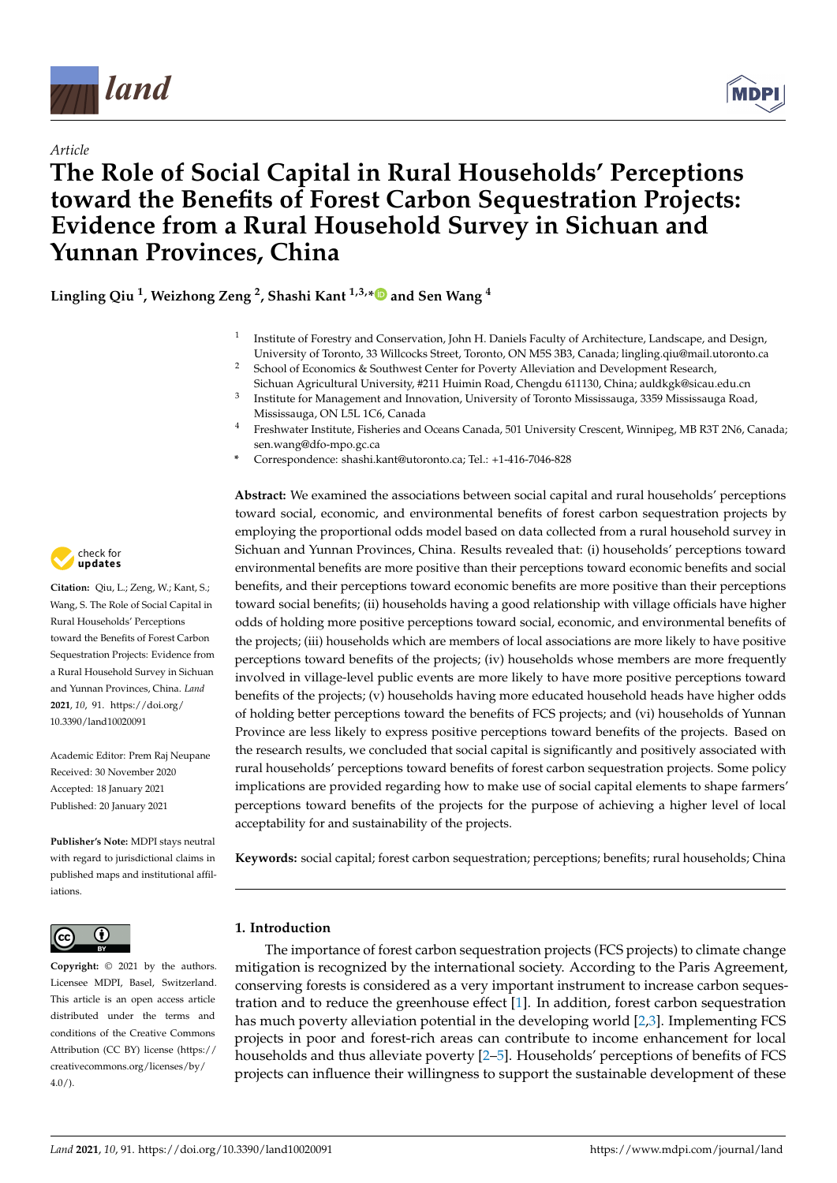*Article*

# The Role of Social Capital in Rural Households' Perceptions toward the Benefits of Forest Carbon Sequestration Projects: Evidence from a Rural Household Survey in Sichuan and Yunnan Provinces, China

**Lingling Qiu [1], Weizhong Zeng [2], Shashi Kant [1,3,*] and Sen Wang [4]**

[1] Institute of Forestry and Conservation, John H. Daniels Faculty of Architecture, Landscape, and Design, University of Toronto, 33 Willcocks Street, Toronto, ON M5S 3B3, Canada; lingling.qiu@mail.utoronto.ca
[2] School of Economics & Southwest Center for Poverty Alleviation and Development Research, Sichuan Agricultural University, #211 Huimin Road, Chengdu 611130, China; auldkgk@sicau.edu.cn
[3] Institute for Management and Innovation, University of Toronto Mississauga, 3359 Mississauga Road, Mississauga, ON L5L 1C6, Canada
[4] Freshwater Institute, Fisheries and Oceans Canada, 501 University Crescent, Winnipeg, MB R3T 2N6, Canada; sen.wang@dfo-mpo.gc.ca
* Correspondence: shashi.kant@utoronto.ca; Tel.: +1-416-7046-828

**Abstract:** We examined the associations between social capital and rural households' perceptions toward social, economic, and environmental benefits of forest carbon sequestration projects by employing the proportional odds model based on data collected from a rural household survey in Sichuan and Yunnan Provinces, China. Results revealed that: (i) households' perceptions toward environmental benefits are more positive than their perceptions toward economic benefits and social benefits, and their perceptions toward economic benefits are more positive than their perceptions toward social benefits; (ii) households having a good relationship with village officials have higher odds of holding more positive perceptions toward social, economic, and environmental benefits of the projects; (iii) households which are members of local associations are more likely to have positive perceptions toward benefits of the projects; (iv) households whose members are more frequently involved in village-level public events are more likely to have more positive perceptions toward benefits of the projects; (v) households having more educated household heads have higher odds of holding better perceptions toward the benefits of FCS projects; and (vi) households of Yunnan Province are less likely to express positive perceptions toward benefits of the projects. Based on the research results, we concluded that social capital is significantly and positively associated with rural households' perceptions toward benefits of forest carbon sequestration projects. Some policy implications are provided regarding how to make use of social capital elements to shape farmers' perceptions toward benefits of the projects for the purpose of achieving a higher level of local acceptability for and sustainability of the projects.

**Keywords:** social capital; forest carbon sequestration; perceptions; benefits; rural households; China

**Citation:** Qiu, L.; Zeng, W.; Kant, S.; Wang, S. The Role of Social Capital in Rural Households' Perceptions toward the Benefits of Forest Carbon Sequestration Projects: Evidence from a Rural Household Survey in Sichuan and Yunnan Provinces, China. *Land* **2021**, *10*, 91. https://doi.org/10.3390/land10020091

Academic Editor: Prem Raj Neupane

Received: 30 November 2020
Accepted: 18 January 2021
Published: 20 January 2021

**Publisher's Note:** MDPI stays neutral with regard to jurisdictional claims in published maps and institutional affiliations.

**Copyright:** © 2021 by the authors. Licensee MDPI, Basel, Switzerland. This article is an open access article distributed under the terms and conditions of the Creative Commons Attribution (CC BY) license (https://creativecommons.org/licenses/by/4.0/).

## 1. Introduction

The importance of forest carbon sequestration projects (FCS projects) to climate change mitigation is recognized by the international society. According to the Paris Agreement, conserving forests is considered as a very important instrument to increase carbon sequestration and to reduce the greenhouse effect [1]. In addition, forest carbon sequestration has much poverty alleviation potential in the developing world [2,3]. Implementing FCS projects in poor and forest-rich areas can contribute to income enhancement for local households and thus alleviate poverty [2–5]. Households' perceptions of benefits of FCS projects can influence their willingness to support the sustainable development of these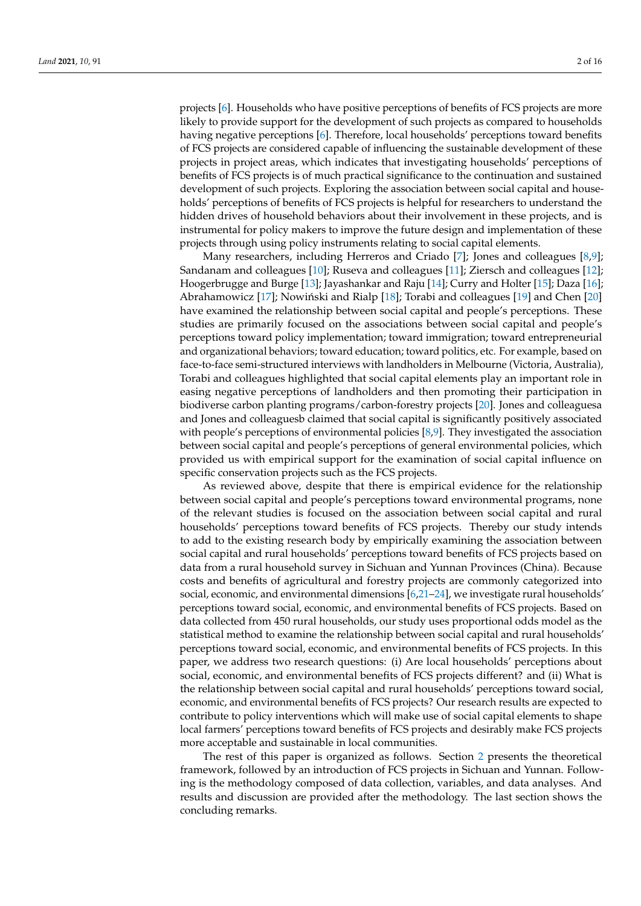projects [6]. Households who have positive perceptions of benefits of FCS projects are more likely to provide support for the development of such projects as compared to households having negative perceptions [6]. Therefore, local households' perceptions toward benefits of FCS projects are considered capable of influencing the sustainable development of these projects in project areas, which indicates that investigating households' perceptions of benefits of FCS projects is of much practical significance to the continuation and sustained development of such projects. Exploring the association between social capital and households' perceptions of benefits of FCS projects is helpful for researchers to understand the hidden drives of household behaviors about their involvement in these projects, and is instrumental for policy makers to improve the future design and implementation of these projects through using policy instruments relating to social capital elements.

Many researchers, including Herreros and Criado [7]; Jones and colleagues [8,9]; Sandanam and colleagues [10]; Ruseva and colleagues [11]; Ziersch and colleagues [12]; Hoogerbrugge and Burge [13]; Jayashankar and Raju [14]; Curry and Holter [15]; Daza [16]; Abrahamowicz [17]; Nowiński and Rialp [18]; Torabi and colleagues [19] and Chen [20] have examined the relationship between social capital and people's perceptions. These studies are primarily focused on the associations between social capital and people's perceptions toward policy implementation; toward immigration; toward entrepreneurial and organizational behaviors; toward education; toward politics, etc. For example, based on face-to-face semi-structured interviews with landholders in Melbourne (Victoria, Australia), Torabi and colleagues highlighted that social capital elements play an important role in easing negative perceptions of landholders and then promoting their participation in biodiverse carbon planting programs/carbon-forestry projects [20]. Jones and colleaguesa and Jones and colleaguesb claimed that social capital is significantly positively associated with people's perceptions of environmental policies [8,9]. They investigated the association between social capital and people's perceptions of general environmental policies, which provided us with empirical support for the examination of social capital influence on specific conservation projects such as the FCS projects.

As reviewed above, despite that there is empirical evidence for the relationship between social capital and people's perceptions toward environmental programs, none of the relevant studies is focused on the association between social capital and rural households' perceptions toward benefits of FCS projects. Thereby our study intends to add to the existing research body by empirically examining the association between social capital and rural households' perceptions toward benefits of FCS projects based on data from a rural household survey in Sichuan and Yunnan Provinces (China). Because costs and benefits of agricultural and forestry projects are commonly categorized into social, economic, and environmental dimensions [6,21–24], we investigate rural households' perceptions toward social, economic, and environmental benefits of FCS projects. Based on data collected from 450 rural households, our study uses proportional odds model as the statistical method to examine the relationship between social capital and rural households' perceptions toward social, economic, and environmental benefits of FCS projects. In this paper, we address two research questions: (i) Are local households' perceptions about social, economic, and environmental benefits of FCS projects different? and (ii) What is the relationship between social capital and rural households' perceptions toward social, economic, and environmental benefits of FCS projects? Our research results are expected to contribute to policy interventions which will make use of social capital elements to shape local farmers' perceptions toward benefits of FCS projects and desirably make FCS projects more acceptable and sustainable in local communities.

The rest of this paper is organized as follows. Section 2 presents the theoretical framework, followed by an introduction of FCS projects in Sichuan and Yunnan. Following is the methodology composed of data collection, variables, and data analyses. And results and discussion are provided after the methodology. The last section shows the concluding remarks.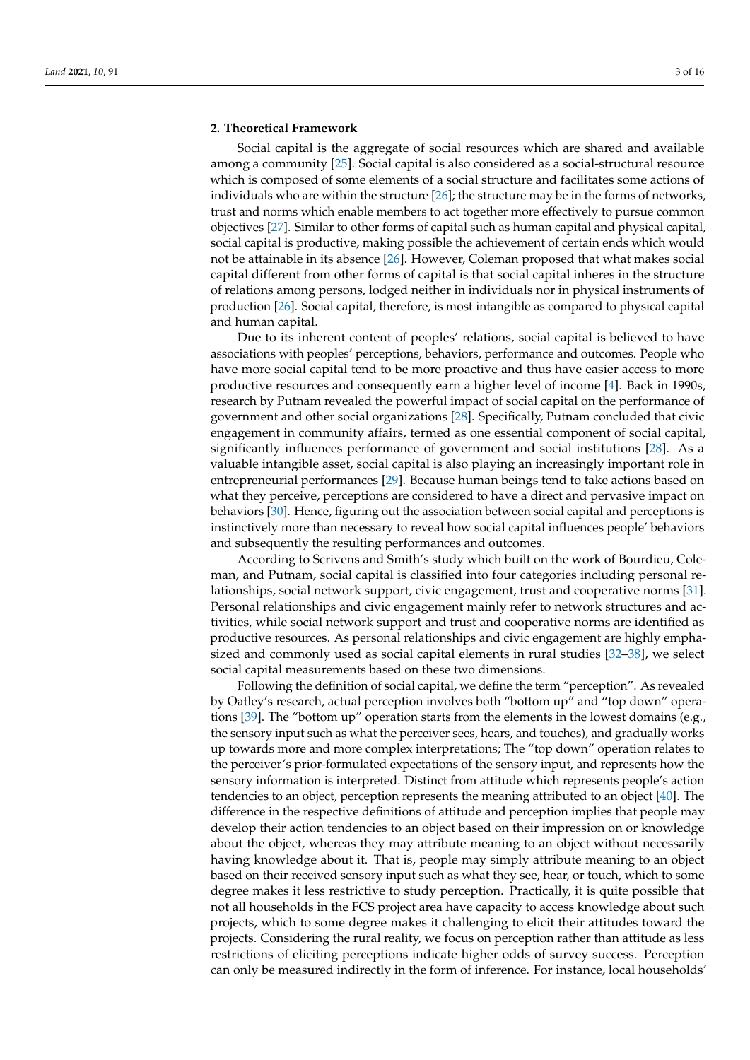## 2. Theoretical Framework

Social capital is the aggregate of social resources which are shared and available among a community [25]. Social capital is also considered as a social-structural resource which is composed of some elements of a social structure and facilitates some actions of individuals who are within the structure [26]; the structure may be in the forms of networks, trust and norms which enable members to act together more effectively to pursue common objectives [27]. Similar to other forms of capital such as human capital and physical capital, social capital is productive, making possible the achievement of certain ends which would not be attainable in its absence [26]. However, Coleman proposed that what makes social capital different from other forms of capital is that social capital inheres in the structure of relations among persons, lodged neither in individuals nor in physical instruments of production [26]. Social capital, therefore, is most intangible as compared to physical capital and human capital.

Due to its inherent content of peoples' relations, social capital is believed to have associations with peoples' perceptions, behaviors, performance and outcomes. People who have more social capital tend to be more proactive and thus have easier access to more productive resources and consequently earn a higher level of income [4]. Back in 1990s, research by Putnam revealed the powerful impact of social capital on the performance of government and other social organizations [28]. Specifically, Putnam concluded that civic engagement in community affairs, termed as one essential component of social capital, significantly influences performance of government and social institutions [28]. As a valuable intangible asset, social capital is also playing an increasingly important role in entrepreneurial performances [29]. Because human beings tend to take actions based on what they perceive, perceptions are considered to have a direct and pervasive impact on behaviors [30]. Hence, figuring out the association between social capital and perceptions is instinctively more than necessary to reveal how social capital influences people' behaviors and subsequently the resulting performances and outcomes.

According to Scrivens and Smith's study which built on the work of Bourdieu, Coleman, and Putnam, social capital is classified into four categories including personal relationships, social network support, civic engagement, trust and cooperative norms [31]. Personal relationships and civic engagement mainly refer to network structures and activities, while social network support and trust and cooperative norms are identified as productive resources. As personal relationships and civic engagement are highly emphasized and commonly used as social capital elements in rural studies [32–38], we select social capital measurements based on these two dimensions.

Following the definition of social capital, we define the term "perception". As revealed by Oatley's research, actual perception involves both "bottom up" and "top down" operations [39]. The "bottom up" operation starts from the elements in the lowest domains (e.g., the sensory input such as what the perceiver sees, hears, and touches), and gradually works up towards more and more complex interpretations; The "top down" operation relates to the perceiver's prior-formulated expectations of the sensory input, and represents how the sensory information is interpreted. Distinct from attitude which represents people's action tendencies to an object, perception represents the meaning attributed to an object [40]. The difference in the respective definitions of attitude and perception implies that people may develop their action tendencies to an object based on their impression on or knowledge about the object, whereas they may attribute meaning to an object without necessarily having knowledge about it. That is, people may simply attribute meaning to an object based on their received sensory input such as what they see, hear, or touch, which to some degree makes it less restrictive to study perception. Practically, it is quite possible that not all households in the FCS project area have capacity to access knowledge about such projects, which to some degree makes it challenging to elicit their attitudes toward the projects. Considering the rural reality, we focus on perception rather than attitude as less restrictions of eliciting perceptions indicate higher odds of survey success. Perception can only be measured indirectly in the form of inference. For instance, local households'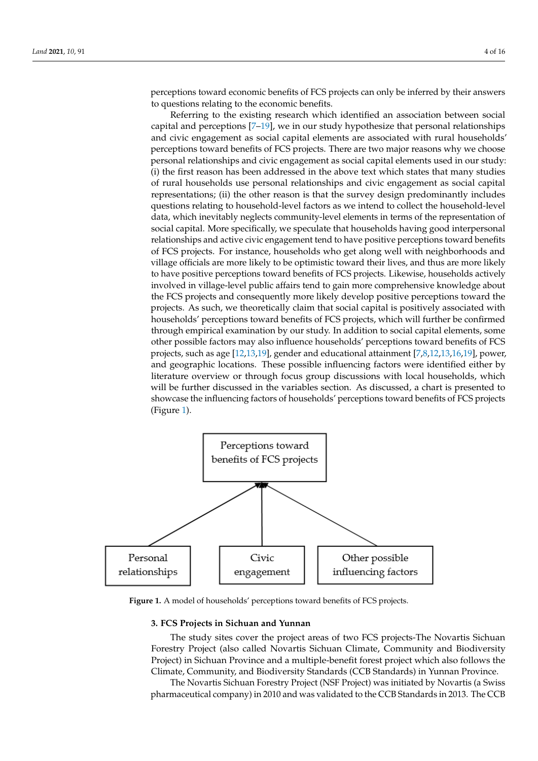perceptions toward economic benefits of FCS projects can only be inferred by their answers to questions relating to the economic benefits.

Referring to the existing research which identified an association between social capital and perceptions [7–19], we in our study hypothesize that personal relationships and civic engagement as social capital elements are associated with rural households' perceptions toward benefits of FCS projects. There are two major reasons why we choose personal relationships and civic engagement as social capital elements used in our study: (i) the first reason has been addressed in the above text which states that many studies of rural households use personal relationships and civic engagement as social capital representations; (ii) the other reason is that the survey design predominantly includes questions relating to household-level factors as we intend to collect the household-level data, which inevitably neglects community-level elements in terms of the representation of social capital. More specifically, we speculate that households having good interpersonal relationships and active civic engagement tend to have positive perceptions toward benefits of FCS projects. For instance, households who get along well with neighborhoods and village officials are more likely to be optimistic toward their lives, and thus are more likely to have positive perceptions toward benefits of FCS projects. Likewise, households actively involved in village-level public affairs tend to gain more comprehensive knowledge about the FCS projects and consequently more likely develop positive perceptions toward the projects. As such, we theoretically claim that social capital is positively associated with households' perceptions toward benefits of FCS projects, which will further be confirmed through empirical examination by our study. In addition to social capital elements, some other possible factors may also influence households' perceptions toward benefits of FCS projects, such as age [12,13,19], gender and educational attainment [7,8,12,13,16,19], power, and geographic locations. These possible influencing factors were identified either by literature overview or through focus group discussions with local households, which will be further discussed in the variables section. As discussed, a chart is presented to showcase the influencing factors of households' perceptions toward benefits of FCS projects (Figure 1).

Perceptions toward benefits of FCS projects

Personal relationships | Civic engagement | Other possible influencing factors

**Figure 1.** A model of households' perceptions toward benefits of FCS projects.

## 3. FCS Projects in Sichuan and Yunnan

The study sites cover the project areas of two FCS projects-The Novartis Sichuan Forestry Project (also called Novartis Sichuan Climate, Community and Biodiversity Project) in Sichuan Province and a multiple-benefit forest project which also follows the Climate, Community, and Biodiversity Standards (CCB Standards) in Yunnan Province.

The Novartis Sichuan Forestry Project (NSF Project) was initiated by Novartis (a Swiss pharmaceutical company) in 2010 and was validated to the CCB Standards in 2013. The CCB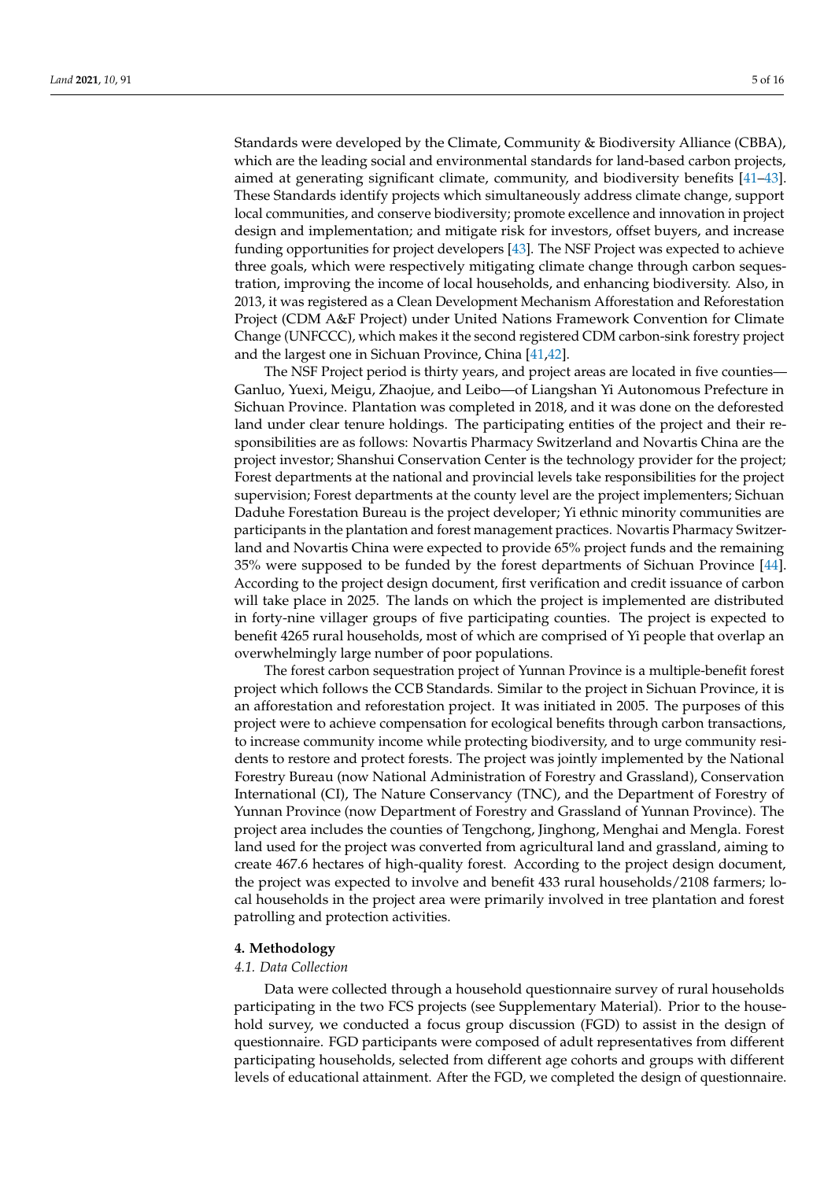Standards were developed by the Climate, Community & Biodiversity Alliance (CBBA), which are the leading social and environmental standards for land-based carbon projects, aimed at generating significant climate, community, and biodiversity benefits [41–43]. These Standards identify projects which simultaneously address climate change, support local communities, and conserve biodiversity; promote excellence and innovation in project design and implementation; and mitigate risk for investors, offset buyers, and increase funding opportunities for project developers [43]. The NSF Project was expected to achieve three goals, which were respectively mitigating climate change through carbon sequestration, improving the income of local households, and enhancing biodiversity. Also, in 2013, it was registered as a Clean Development Mechanism Afforestation and Reforestation Project (CDM A&F Project) under United Nations Framework Convention for Climate Change (UNFCCC), which makes it the second registered CDM carbon-sink forestry project and the largest one in Sichuan Province, China [41,42].

The NSF Project period is thirty years, and project areas are located in five counties—Ganluo, Yuexi, Meigu, Zhaojue, and Leibo—of Liangshan Yi Autonomous Prefecture in Sichuan Province. Plantation was completed in 2018, and it was done on the deforested land under clear tenure holdings. The participating entities of the project and their responsibilities are as follows: Novartis Pharmacy Switzerland and Novartis China are the project investor; Shanshui Conservation Center is the technology provider for the project; Forest departments at the national and provincial levels take responsibilities for the project supervision; Forest departments at the county level are the project implementers; Sichuan Daduhe Forestation Bureau is the project developer; Yi ethnic minority communities are participants in the plantation and forest management practices. Novartis Pharmacy Switzerland and Novartis China were expected to provide 65% project funds and the remaining 35% were supposed to be funded by the forest departments of Sichuan Province [44]. According to the project design document, first verification and credit issuance of carbon will take place in 2025. The lands on which the project is implemented are distributed in forty-nine villager groups of five participating counties. The project is expected to benefit 4265 rural households, most of which are comprised of Yi people that overlap an overwhelmingly large number of poor populations.

The forest carbon sequestration project of Yunnan Province is a multiple-benefit forest project which follows the CCB Standards. Similar to the project in Sichuan Province, it is an afforestation and reforestation project. It was initiated in 2005. The purposes of this project were to achieve compensation for ecological benefits through carbon transactions, to increase community income while protecting biodiversity, and to urge community residents to restore and protect forests. The project was jointly implemented by the National Forestry Bureau (now National Administration of Forestry and Grassland), Conservation International (CI), The Nature Conservancy (TNC), and the Department of Forestry of Yunnan Province (now Department of Forestry and Grassland of Yunnan Province). The project area includes the counties of Tengchong, Jinghong, Menghai and Mengla. Forest land used for the project was converted from agricultural land and grassland, aiming to create 467.6 hectares of high-quality forest. According to the project design document, the project was expected to involve and benefit 433 rural households/2108 farmers; local households in the project area were primarily involved in tree plantation and forest patrolling and protection activities.

## 4. Methodology

### *4.1. Data Collection*

Data were collected through a household questionnaire survey of rural households participating in the two FCS projects (see Supplementary Material). Prior to the household survey, we conducted a focus group discussion (FGD) to assist in the design of questionnaire. FGD participants were composed of adult representatives from different participating households, selected from different age cohorts and groups with different levels of educational attainment. After the FGD, we completed the design of questionnaire.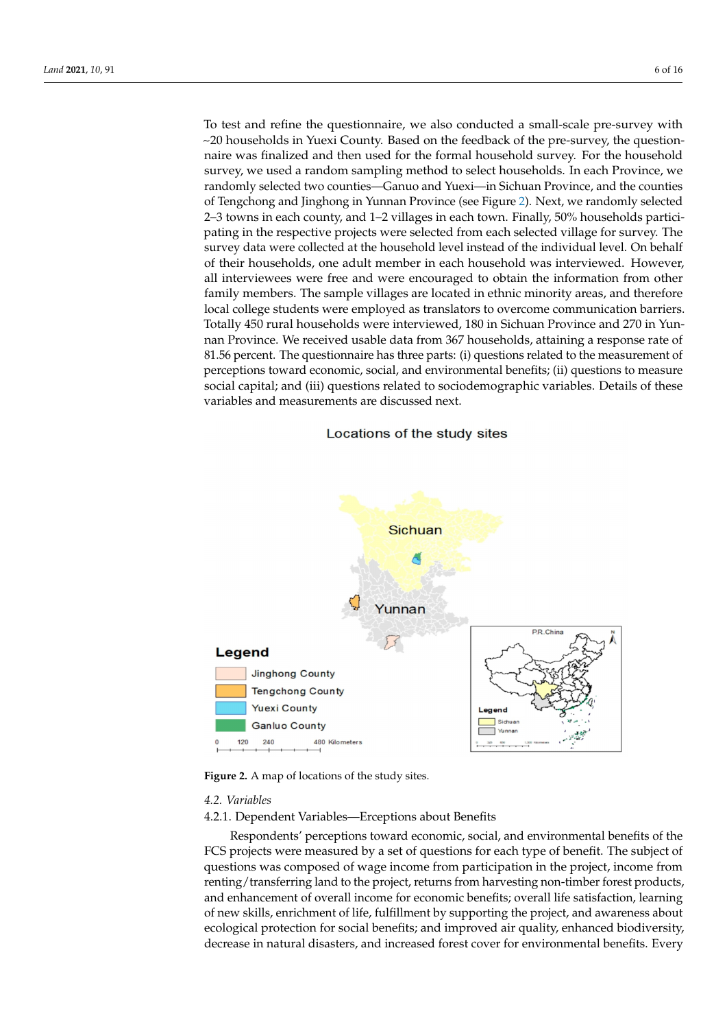To test and refine the questionnaire, we also conducted a small-scale pre-survey with ~20 households in Yuexi County. Based on the feedback of the pre-survey, the questionnaire was finalized and then used for the formal household survey. For the household survey, we used a random sampling method to select households. In each Province, we randomly selected two counties—Ganuo and Yuexi—in Sichuan Province, and the counties of Tengchong and Jinghong in Yunnan Province (see Figure 2). Next, we randomly selected 2–3 towns in each county, and 1–2 villages in each town. Finally, 50% households participating in the respective projects were selected from each selected village for survey. The survey data were collected at the household level instead of the individual level. On behalf of their households, one adult member in each household was interviewed. However, all interviewees were free and were encouraged to obtain the information from other family members. The sample villages are located in ethnic minority areas, and therefore local college students were employed as translators to overcome communication barriers. Totally 450 rural households were interviewed, 180 in Sichuan Province and 270 in Yunnan Province. We received usable data from 367 households, attaining a response rate of 81.56 percent. The questionnaire has three parts: (i) questions related to the measurement of perceptions toward economic, social, and environmental benefits; (ii) questions to measure social capital; and (iii) questions related to sociodemographic variables. Details of these variables and measurements are discussed next.

**Figure 2.** A map of locations of the study sites.

### 4.2. Variables

#### 4.2.1. Dependent Variables—Erceptions about Benefits

Respondents' perceptions toward economic, social, and environmental benefits of the FCS projects were measured by a set of questions for each type of benefit. The subject of questions was composed of wage income from participation in the project, income from renting/transferring land to the project, returns from harvesting non-timber forest products, and enhancement of overall income for economic benefits; overall life satisfaction, learning of new skills, enrichment of life, fulfillment by supporting the project, and awareness about ecological protection for social benefits; and improved air quality, enhanced biodiversity, decrease in natural disasters, and increased forest cover for environmental benefits. Every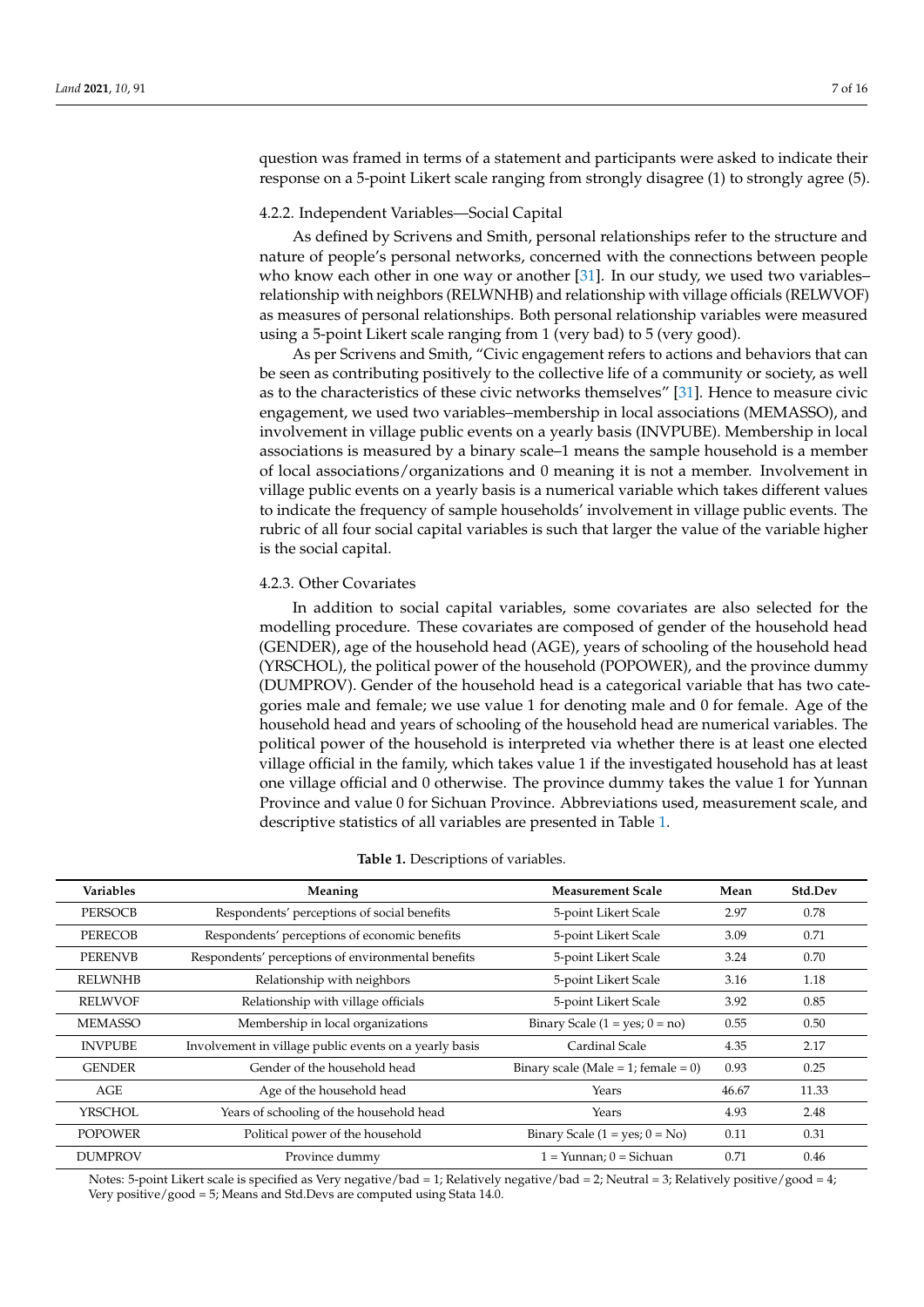question was framed in terms of a statement and participants were asked to indicate their response on a 5-point Likert scale ranging from strongly disagree (1) to strongly agree (5).

#### 4.2.2. Independent Variables—Social Capital

As defined by Scrivens and Smith, personal relationships refer to the structure and nature of people's personal networks, concerned with the connections between people who know each other in one way or another [31]. In our study, we used two variables–relationship with neighbors (RELWNHB) and relationship with village officials (RELWVOF) as measures of personal relationships. Both personal relationship variables were measured using a 5-point Likert scale ranging from 1 (very bad) to 5 (very good).

As per Scrivens and Smith, "Civic engagement refers to actions and behaviors that can be seen as contributing positively to the collective life of a community or society, as well as to the characteristics of these civic networks themselves" [31]. Hence to measure civic engagement, we used two variables–membership in local associations (MEMASSO), and involvement in village public events on a yearly basis (INVPUBE). Membership in local associations is measured by a binary scale–1 means the sample household is a member of local associations/organizations and 0 meaning it is not a member. Involvement in village public events on a yearly basis is a numerical variable which takes different values to indicate the frequency of sample households' involvement in village public events. The rubric of all four social capital variables is such that larger the value of the variable higher is the social capital.

#### 4.2.3. Other Covariates

In addition to social capital variables, some covariates are also selected for the modelling procedure. These covariates are composed of gender of the household head (GENDER), age of the household head (AGE), years of schooling of the household head (YRSCHOL), the political power of the household (POPOWER), and the province dummy (DUMPROV). Gender of the household head is a categorical variable that has two categories male and female; we use value 1 for denoting male and 0 for female. Age of the household head and years of schooling of the household head are numerical variables. The political power of the household is interpreted via whether there is at least one elected village official in the family, which takes value 1 if the investigated household has at least one village official and 0 otherwise. The province dummy takes the value 1 for Yunnan Province and value 0 for Sichuan Province. Abbreviations used, measurement scale, and descriptive statistics of all variables are presented in Table 1.

**Table 1.** Descriptions of variables.

| Variables | Meaning | Measurement Scale | Mean | Std.Dev |
|---|---|---|---|---|
| PERSOCB | Respondents' perceptions of social benefits | 5-point Likert Scale | 2.97 | 0.78 |
| PERECOB | Respondents' perceptions of economic benefits | 5-point Likert Scale | 3.09 | 0.71 |
| PERENVB | Respondents' perceptions of environmental benefits | 5-point Likert Scale | 3.24 | 0.70 |
| RELWNHB | Relationship with neighbors | 5-point Likert Scale | 3.16 | 1.18 |
| RELWVOF | Relationship with village officials | 5-point Likert Scale | 3.92 | 0.85 |
| MEMASSO | Membership in local organizations | Binary Scale (1 = yes; 0 = no) | 0.55 | 0.50 |
| INVPUBE | Involvement in village public events on a yearly basis | Cardinal Scale | 4.35 | 2.17 |
| GENDER | Gender of the household head | Binary scale (Male = 1; female = 0) | 0.93 | 0.25 |
| AGE | Age of the household head | Years | 46.67 | 11.33 |
| YRSCHOL | Years of schooling of the household head | Years | 4.93 | 2.48 |
| POPOWER | Political power of the household | Binary Scale (1 = yes; 0 = No) | 0.11 | 0.31 |
| DUMPROV | Province dummy | 1 = Yunnan; 0 = Sichuan | 0.71 | 0.46 |

Notes: 5-point Likert scale is specified as Very negative/bad = 1; Relatively negative/bad = 2; Neutral = 3; Relatively positive/good = 4; Very positive/good = 5; Means and Std.Devs are computed using Stata 14.0.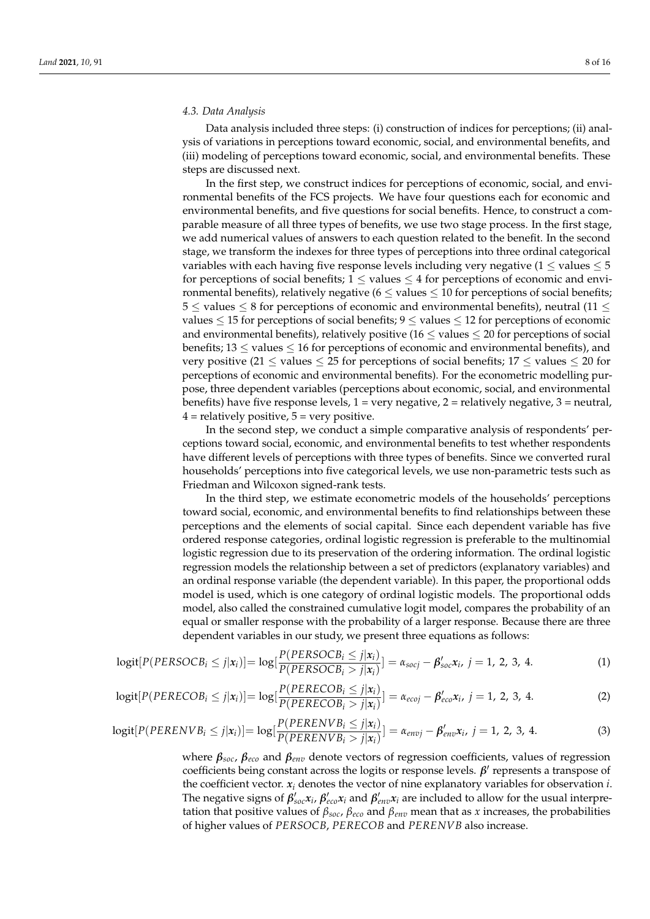### 4.3. Data Analysis

Data analysis included three steps: (i) construction of indices for perceptions; (ii) analysis of variations in perceptions toward economic, social, and environmental benefits, and (iii) modeling of perceptions toward economic, social, and environmental benefits. These steps are discussed next.

In the first step, we construct indices for perceptions of economic, social, and environmental benefits of the FCS projects. We have four questions each for economic and environmental benefits, and five questions for social benefits. Hence, to construct a comparable measure of all three types of benefits, we use two stage process. In the first stage, we add numerical values of answers to each question related to the benefit. In the second stage, we transform the indexes for three types of perceptions into three ordinal categorical variables with each having five response levels including very negative ($1 \leq$ values $\leq 5$ for perceptions of social benefits; $1 \leq$ values $\leq 4$ for perceptions of economic and environmental benefits), relatively negative ($6 \leq$ values $\leq 10$ for perceptions of social benefits; $5 \leq$ values $\leq 8$ for perceptions of economic and environmental benefits), neutral ($11 \leq$ values $\leq 15$ for perceptions of social benefits; $9 \leq$ values $\leq 12$ for perceptions of economic and environmental benefits), relatively positive ($16 \leq$ values $\leq 20$ for perceptions of social benefits; $13 \leq$ values $\leq 16$ for perceptions of economic and environmental benefits), and very positive ($21 \leq$ values $\leq 25$ for perceptions of social benefits; $17 \leq$ values $\leq 20$ for perceptions of economic and environmental benefits). For the econometric modelling purpose, three dependent variables (perceptions about economic, social, and environmental benefits) have five response levels, 1 = very negative, 2 = relatively negative, 3 = neutral, 4 = relatively positive, 5 = very positive.

In the second step, we conduct a simple comparative analysis of respondents' perceptions toward social, economic, and environmental benefits to test whether respondents have different levels of perceptions with three types of benefits. Since we converted rural households' perceptions into five categorical levels, we use non-parametric tests such as Friedman and Wilcoxon signed-rank tests.

In the third step, we estimate econometric models of the households' perceptions toward social, economic, and environmental benefits to find relationships between these perceptions and the elements of social capital. Since each dependent variable has five ordered response categories, ordinal logistic regression is preferable to the multinomial logistic regression due to its preservation of the ordering information. The ordinal logistic regression models the relationship between a set of predictors (explanatory variables) and an ordinal response variable (the dependent variable). In this paper, the proportional odds model is used, which is one category of ordinal logistic models. The proportional odds model, also called the constrained cumulative logit model, compares the probability of an equal or smaller response with the probability of a larger response. Because there are three dependent variables in our study, we present three equations as follows:

$$\text{logit}[P(PERSOCB_i \leq j|\boldsymbol{x}_i)] = \log\left[\frac{P(PERSOCB_i \leq j|\boldsymbol{x}_i)}{P(PERSOCB_i > j|\boldsymbol{x}_i)}\right] = \alpha_{socj} - \boldsymbol{\beta}'_{soc}\boldsymbol{x}_i,\ j = 1,\ 2,\ 3,\ 4. \quad (1)$$

$$\text{logit}[P(PERECOB_i \leq j|\boldsymbol{x}_i)] = \log\left[\frac{P(PERECOB_i \leq j|\boldsymbol{x}_i)}{P(PERECOB_i > j|\boldsymbol{x}_i)}\right] = \alpha_{ecoj} - \boldsymbol{\beta}'_{eco}\boldsymbol{x}_i,\ j = 1,\ 2,\ 3,\ 4. \quad (2)$$

$$\text{logit}[P(PERENVB_i \leq j|\boldsymbol{x}_i)] = \log\left[\frac{P(PERENVB_i \leq j|\boldsymbol{x}_i)}{P(PERENVB_i > j|\boldsymbol{x}_i)}\right] = \alpha_{envj} - \boldsymbol{\beta}'_{env}\boldsymbol{x}_i,\ j = 1,\ 2,\ 3,\ 4. \quad (3)$$

where $\boldsymbol{\beta}_{soc}$, $\boldsymbol{\beta}_{eco}$ and $\boldsymbol{\beta}_{env}$ denote vectors of regression coefficients, values of regression coefficients being constant across the logits or response levels. $\boldsymbol{\beta}'$ represents a transpose of the coefficient vector. $\boldsymbol{x}_i$ denotes the vector of nine explanatory variables for observation $i$. The negative signs of $\boldsymbol{\beta}'_{soc}\boldsymbol{x}_i$, $\boldsymbol{\beta}'_{eco}\boldsymbol{x}_i$ and $\boldsymbol{\beta}'_{env}\boldsymbol{x}_i$ are included to allow for the usual interpretation that positive values of $\beta_{soc}$, $\beta_{eco}$ and $\beta_{env}$ mean that as $x$ increases, the probabilities of higher values of $PERSOCB$, $PERECOB$ and $PERENVB$ also increase.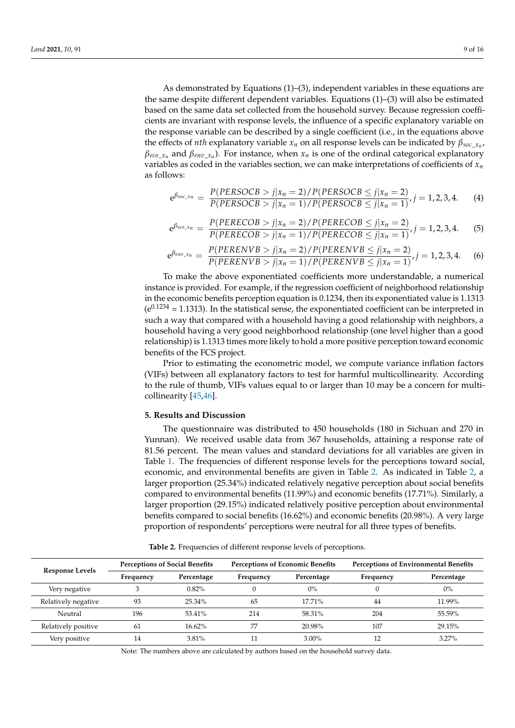As demonstrated by Equations (1)–(3), independent variables in these equations are the same despite different dependent variables. Equations (1)–(3) will also be estimated based on the same data set collected from the household survey. Because regression coefficients are invariant with response levels, the influence of a specific explanatory variable on the response variable can be described by a single coefficient (i.e., in the equations above the effects of *nth* explanatory variable $x_n$ on all response levels can be indicated by $\beta_{soc\_x_n}$, $\beta_{eco\_x_n}$ and $\beta_{env\_x_n}$). For instance, when $x_n$ is one of the ordinal categorical explanatory variables as coded in the variables section, we can make interpretations of coefficients of $x_n$ as follows:

$$e^{\beta_{soc\_x_n}} = \frac{P(PERSOCB > j|x_n = 2)/P(PERSOCB \leq j|x_n = 2)}{P(PERSOCB > j|x_n = 1)/P(PERSOCB \leq j|x_n = 1)}, j = 1, 2, 3, 4. \quad (4)$$

$$e^{\beta_{eco\_x_n}} = \frac{P(PERECOB > j|x_n = 2)/P(PERECOB \leq j|x_n = 2)}{P(PERECOB > j|x_n = 1)/P(PERECOB \leq j|x_n = 1)}, j = 1, 2, 3, 4. \quad (5)$$

$$e^{\beta_{env\_x_n}} = \frac{P(PERENVB > j|x_n = 2)/P(PERENVB \leq j|x_n = 2)}{P(PERENVB > j|x_n = 1)/P(PERENVB \leq j|x_n = 1)}, j = 1, 2, 3, 4. \quad (6)$$

To make the above exponentiated coefficients more understandable, a numerical instance is provided. For example, if the regression coefficient of neighborhood relationship in the economic benefits perception equation is 0.1234, then its exponentiated value is 1.1313 ($e^{0.1234} = 1.1313$). In the statistical sense, the exponentiated coefficient can be interpreted in such a way that compared with a household having a good relationship with neighbors, a household having a very good neighborhood relationship (one level higher than a good relationship) is 1.1313 times more likely to hold a more positive perception toward economic benefits of the FCS project.

Prior to estimating the econometric model, we compute variance inflation factors (VIFs) between all explanatory factors to test for harmful multicollinearity. According to the rule of thumb, VIFs values equal to or larger than 10 may be a concern for multicollinearity [45,46].

## 5. Results and Discussion

The questionnaire was distributed to 450 households (180 in Sichuan and 270 in Yunnan). We received usable data from 367 households, attaining a response rate of 81.56 percent. The mean values and standard deviations for all variables are given in Table 1. The frequencies of different response levels for the perceptions toward social, economic, and environmental benefits are given in Table 2. As indicated in Table 2, a larger proportion (25.34%) indicated relatively negative perception about social benefits compared to environmental benefits (11.99%) and economic benefits (17.71%). Similarly, a larger proportion (29.15%) indicated relatively positive perception about environmental benefits compared to social benefits (16.62%) and economic benefits (20.98%). A very large proportion of respondents' perceptions were neutral for all three types of benefits.

**Table 2.** Frequencies of different response levels of perceptions.

| Response Levels | Perceptions of Social Benefits | | Perceptions of Economic Benefits | | Perceptions of Environmental Benefits | |
|---|---|---|---|---|---|---|
| | Frequency | Percentage | Frequency | Percentage | Frequency | Percentage |
| Very negative | 3 | 0.82% | 0 | 0% | 0 | 0% |
| Relatively negative | 93 | 25.34% | 65 | 17.71% | 44 | 11.99% |
| Neutral | 196 | 53.41% | 214 | 58.31% | 204 | 55.59% |
| Relatively positive | 61 | 16.62% | 77 | 20.98% | 107 | 29.15% |
| Very positive | 14 | 3.81% | 11 | 3.00% | 12 | 3.27% |

Note: The numbers above are calculated by authors based on the household survey data.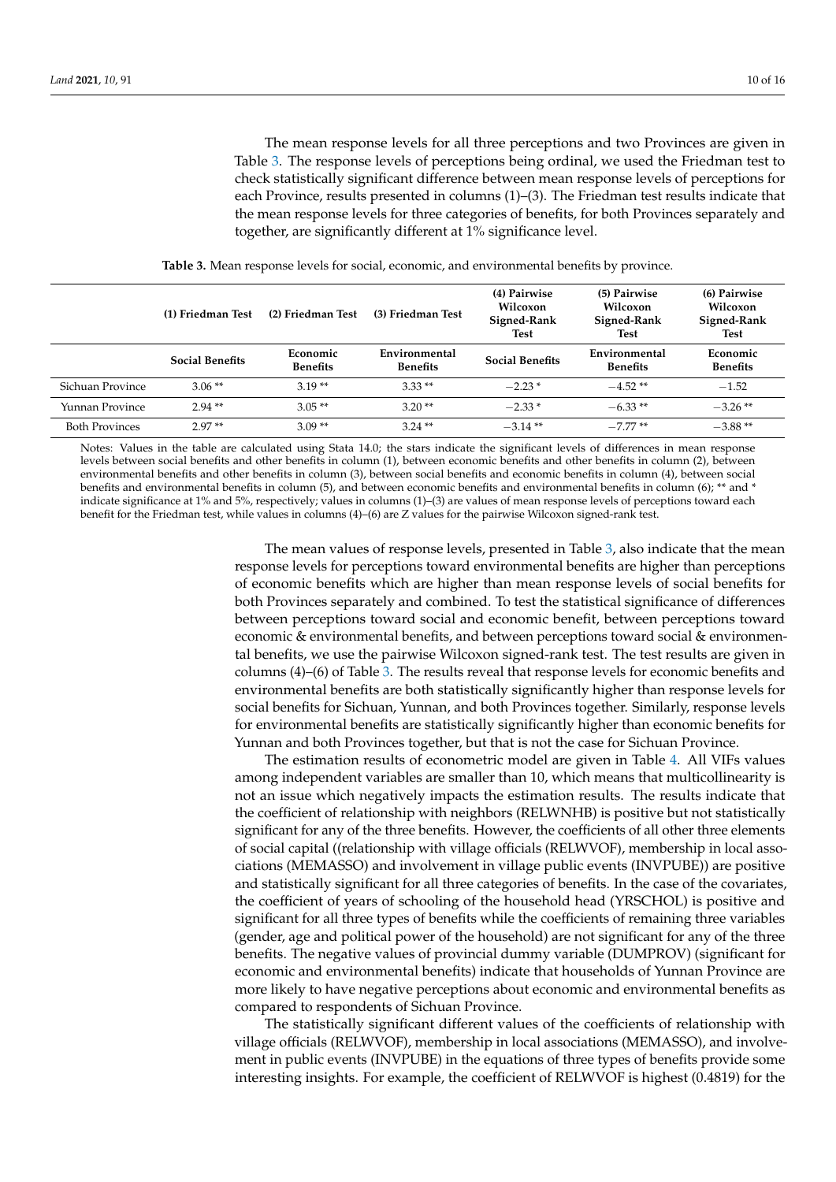The mean response levels for all three perceptions and two Provinces are given in Table 3. The response levels of perceptions being ordinal, we used the Friedman test to check statistically significant difference between mean response levels of perceptions for each Province, results presented in columns (1)–(3). The Friedman test results indicate that the mean response levels for three categories of benefits, for both Provinces separately and together, are significantly different at 1% significance level.

**Table 3.** Mean response levels for social, economic, and environmental benefits by province.

| | (1) Friedman Test | (2) Friedman Test | (3) Friedman Test | (4) Pairwise Wilcoxon Signed-Rank Test | (5) Pairwise Wilcoxon Signed-Rank Test | (6) Pairwise Wilcoxon Signed-Rank Test |
|---|---|---|---|---|---|---|
| | **Social Benefits** | **Economic Benefits** | **Environmental Benefits** | **Social Benefits** | **Environmental Benefits** | **Economic Benefits** |
| Sichuan Province | 3.06 ** | 3.19 ** | 3.33 ** | −2.23 * | −4.52 ** | −1.52 |
| Yunnan Province | 2.94 ** | 3.05 ** | 3.20 ** | −2.33 * | −6.33 ** | −3.26 ** |
| Both Provinces | 2.97 ** | 3.09 ** | 3.24 ** | −3.14 ** | −7.77 ** | −3.88 ** |

Notes: Values in the table are calculated using Stata 14.0; the stars indicate the significant levels of differences in mean response levels between social benefits and other benefits in column (1), between economic benefits and other benefits in column (2), between environmental benefits and other benefits in column (3), between social benefits and economic benefits in column (4), between social benefits and environmental benefits in column (5), and between economic benefits and environmental benefits in column (6); ** and * indicate significance at 1% and 5%, respectively; values in columns (1)–(3) are values of mean response levels of perceptions toward each benefit for the Friedman test, while values in columns (4)–(6) are Z values for the pairwise Wilcoxon signed-rank test.

The mean values of response levels, presented in Table 3, also indicate that the mean response levels for perceptions toward environmental benefits are higher than perceptions of economic benefits which are higher than mean response levels of social benefits for both Provinces separately and combined. To test the statistical significance of differences between perceptions toward social and economic benefit, between perceptions toward economic & environmental benefits, and between perceptions toward social & environmental benefits, we use the pairwise Wilcoxon signed-rank test. The test results are given in columns (4)–(6) of Table 3. The results reveal that response levels for economic benefits and environmental benefits are both statistically significantly higher than response levels for social benefits for Sichuan, Yunnan, and both Provinces together. Similarly, response levels for environmental benefits are statistically significantly higher than economic benefits for Yunnan and both Provinces together, but that is not the case for Sichuan Province.

The estimation results of econometric model are given in Table 4. All VIFs values among independent variables are smaller than 10, which means that multicollinearity is not an issue which negatively impacts the estimation results. The results indicate that the coefficient of relationship with neighbors (RELWNHB) is positive but not statistically significant for any of the three benefits. However, the coefficients of all other three elements of social capital ((relationship with village officials (RELWVOF), membership in local associations (MEMASSO) and involvement in village public events (INVPUBE)) are positive and statistically significant for all three categories of benefits. In the case of the covariates, the coefficient of years of schooling of the household head (YRSCHOL) is positive and significant for all three types of benefits while the coefficients of remaining three variables (gender, age and political power of the household) are not significant for any of the three benefits. The negative values of provincial dummy variable (DUMPROV) (significant for economic and environmental benefits) indicate that households of Yunnan Province are more likely to have negative perceptions about economic and environmental benefits as compared to respondents of Sichuan Province.

The statistically significant different values of the coefficients of relationship with village officials (RELWVOF), membership in local associations (MEMASSO), and involvement in public events (INVPUBE) in the equations of three types of benefits provide some interesting insights. For example, the coefficient of RELWVOF is highest (0.4819) for the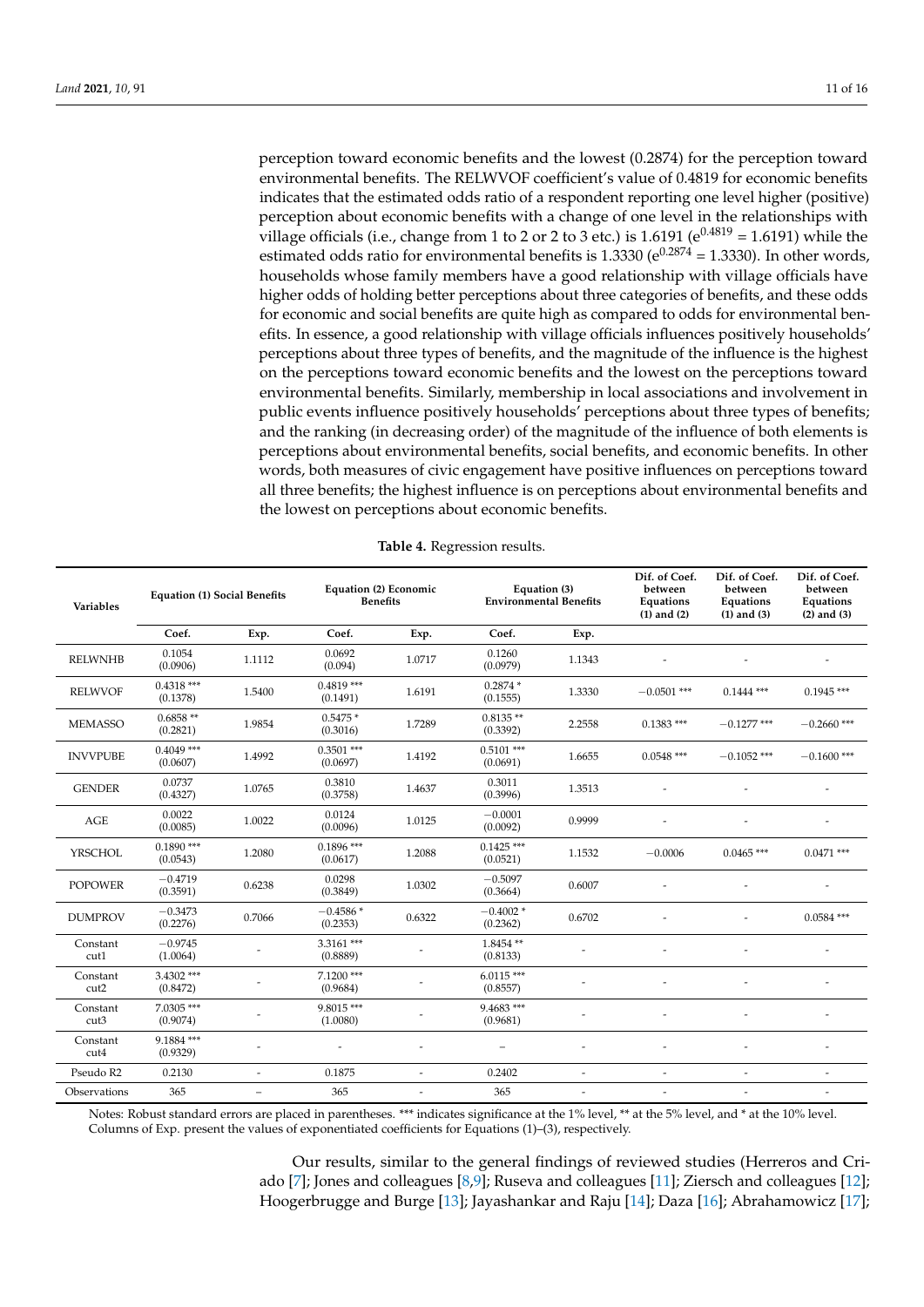perception toward economic benefits and the lowest (0.2874) for the perception toward environmental benefits. The RELWVOF coefficient's value of 0.4819 for economic benefits indicates that the estimated odds ratio of a respondent reporting one level higher (positive) perception about economic benefits with a change of one level in the relationships with village officials (i.e., change from 1 to 2 or 2 to 3 etc.) is 1.6191 ($e^{0.4819} = 1.6191$) while the estimated odds ratio for environmental benefits is 1.3330 ($e^{0.2874} = 1.3330$). In other words, households whose family members have a good relationship with village officials have higher odds of holding better perceptions about three categories of benefits, and these odds for economic and social benefits are quite high as compared to odds for environmental benefits. In essence, a good relationship with village officials influences positively households' perceptions about three types of benefits, and the magnitude of the influence is the highest on the perceptions toward economic benefits and the lowest on the perceptions toward environmental benefits. Similarly, membership in local associations and involvement in public events influence positively households' perceptions about three types of benefits; and the ranking (in decreasing order) of the magnitude of the influence of both elements is perceptions about environmental benefits, social benefits, and economic benefits. In other words, both measures of civic engagement have positive influences on perceptions toward all three benefits; the highest influence is on perceptions about environmental benefits and the lowest on perceptions about economic benefits.

**Table 4.** Regression results.

| Variables | Equation (1) Social Benefits | | Equation (2) Economic Benefits | | Equation (3) Environmental Benefits | | Dif. of Coef. between Equations (1) and (2) | Dif. of Coef. between Equations (1) and (3) | Dif. of Coef. between Equations (2) and (3) |
|---|---|---|---|---|---|---|---|---|---|
| | Coef. | Exp. | Coef. | Exp. | Coef. | Exp. | | | |
| RELWNHB | 0.1054 (0.0906) | 1.1112 | 0.0692 (0.094) | 1.0717 | 0.1260 (0.0979) | 1.1343 | - | - | - |
| RELWVOF | 0.4318 *** (0.1378) | 1.5400 | 0.4819 *** (0.1491) | 1.6191 | 0.2874 * (0.1555) | 1.3330 | −0.0501 *** | 0.1444 *** | 0.1945 *** |
| MEMASSO | 0.6858 ** (0.2821) | 1.9854 | 0.5475 * (0.3016) | 1.7289 | 0.8135 ** (0.3392) | 2.2558 | 0.1383 *** | −0.1277 *** | −0.2660 *** |
| INVVPUBE | 0.4049 *** (0.0607) | 1.4992 | 0.3501 *** (0.0697) | 1.4192 | 0.5101 *** (0.0691) | 1.6655 | 0.0548 *** | −0.1052 *** | −0.1600 *** |
| GENDER | 0.0737 (0.4327) | 1.0765 | 0.3810 (0.3758) | 1.4637 | 0.3011 (0.3996) | 1.3513 | - | - | - |
| AGE | 0.0022 (0.0085) | 1.0022 | 0.0124 (0.0096) | 1.0125 | −0.0001 (0.0092) | 0.9999 | - | - | - |
| YRSCHOL | 0.1890 *** (0.0543) | 1.2080 | 0.1896 *** (0.0617) | 1.2088 | 0.1425 *** (0.0521) | 1.1532 | −0.0006 | 0.0465 *** | 0.0471 *** |
| POPOWER | −0.4719 (0.3591) | 0.6238 | 0.0298 (0.3849) | 1.0302 | −0.5097 (0.3664) | 0.6007 | - | - | - |
| DUMPROV | −0.3473 (0.2276) | 0.7066 | −0.4586 * (0.2353) | 0.6322 | −0.4002 * (0.2362) | 0.6702 | - | - | 0.0584 *** |
| Constant cut1 | −0.9745 (1.0064) | - | 3.3161 *** (0.8889) | - | 1.8454 ** (0.8133) | - | - | - | - |
| Constant cut2 | 3.4302 *** (0.8472) | - | 7.1200 *** (0.9684) | - | 6.0115 *** (0.8557) | - | - | - | - |
| Constant cut3 | 7.0305 *** (0.9074) | - | 9.8015 *** (1.0080) | - | 9.4683 *** (0.9681) | - | - | - | - |
| Constant cut4 | 9.1884 *** (0.9329) | - | - | - | – | - | - | - | - |
| Pseudo R2 | 0.2130 | - | 0.1875 | - | 0.2402 | - | - | - | - |
| Observations | 365 | – | 365 | - | 365 | - | - | - | - |

Notes: Robust standard errors are placed in parentheses. *** indicates significance at the 1% level, ** at the 5% level, and * at the 10% level. Columns of Exp. present the values of exponentiated coefficients for Equations (1)–(3), respectively.

Our results, similar to the general findings of reviewed studies (Herreros and Criado [7]; Jones and colleagues [8,9]; Ruseva and colleagues [11]; Ziersch and colleagues [12]; Hoogerbrugge and Burge [13]; Jayashankar and Raju [14]; Daza [16]; Abrahamowicz [17];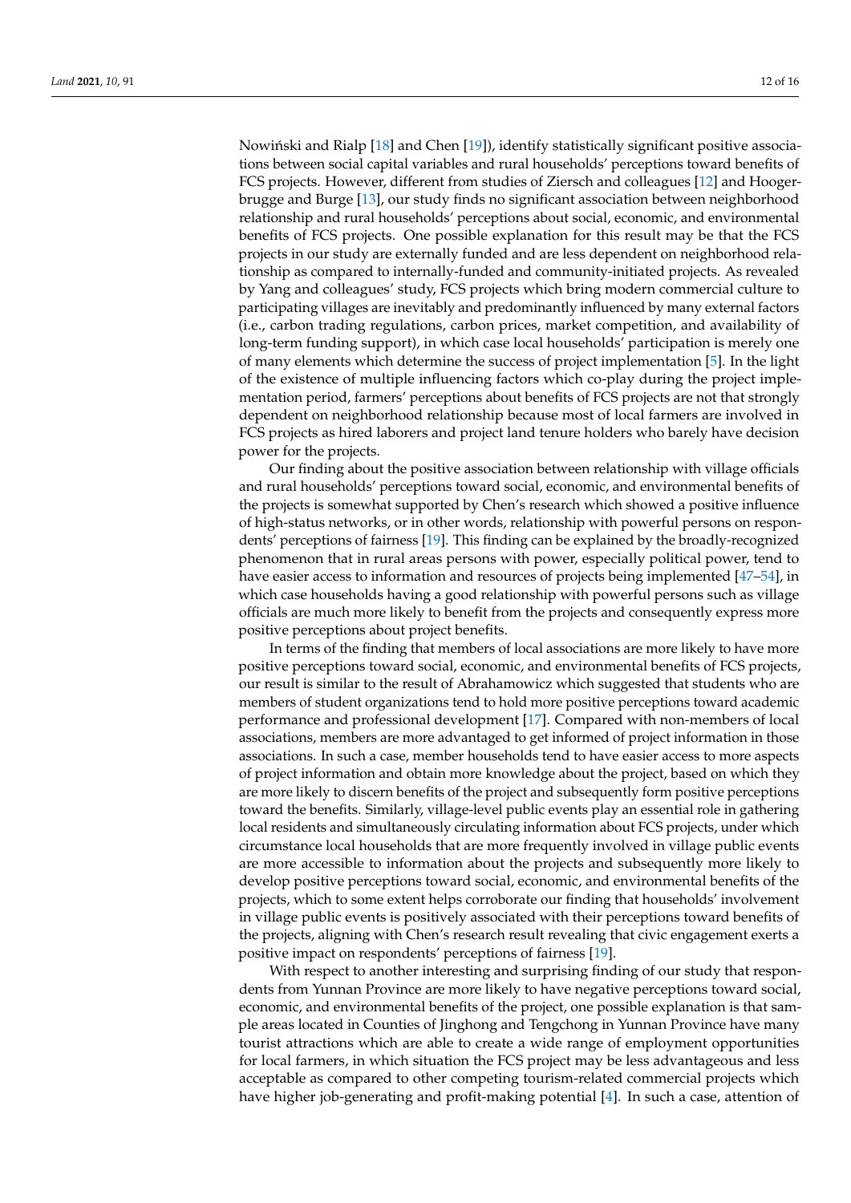Nowiński and Rialp [18] and Chen [19]), identify statistically significant positive associations between social capital variables and rural households' perceptions toward benefits of FCS projects. However, different from studies of Ziersch and colleagues [12] and Hoogerbrugge and Burge [13], our study finds no significant association between neighborhood relationship and rural households' perceptions about social, economic, and environmental benefits of FCS projects. One possible explanation for this result may be that the FCS projects in our study are externally funded and are less dependent on neighborhood relationship as compared to internally-funded and community-initiated projects. As revealed by Yang and colleagues' study, FCS projects which bring modern commercial culture to participating villages are inevitably and predominantly influenced by many external factors (i.e., carbon trading regulations, carbon prices, market competition, and availability of long-term funding support), in which case local households' participation is merely one of many elements which determine the success of project implementation [5]. In the light of the existence of multiple influencing factors which co-play during the project implementation period, farmers' perceptions about benefits of FCS projects are not that strongly dependent on neighborhood relationship because most of local farmers are involved in FCS projects as hired laborers and project land tenure holders who barely have decision power for the projects.

Our finding about the positive association between relationship with village officials and rural households' perceptions toward social, economic, and environmental benefits of the projects is somewhat supported by Chen's research which showed a positive influence of high-status networks, or in other words, relationship with powerful persons on respondents' perceptions of fairness [19]. This finding can be explained by the broadly-recognized phenomenon that in rural areas persons with power, especially political power, tend to have easier access to information and resources of projects being implemented [47–54], in which case households having a good relationship with powerful persons such as village officials are much more likely to benefit from the projects and consequently express more positive perceptions about project benefits.

In terms of the finding that members of local associations are more likely to have more positive perceptions toward social, economic, and environmental benefits of FCS projects, our result is similar to the result of Abrahamowicz which suggested that students who are members of student organizations tend to hold more positive perceptions toward academic performance and professional development [17]. Compared with non-members of local associations, members are more advantaged to get informed of project information in those associations. In such a case, member households tend to have easier access to more aspects of project information and obtain more knowledge about the project, based on which they are more likely to discern benefits of the project and subsequently form positive perceptions toward the benefits. Similarly, village-level public events play an essential role in gathering local residents and simultaneously circulating information about FCS projects, under which circumstance local households that are more frequently involved in village public events are more accessible to information about the projects and subsequently more likely to develop positive perceptions toward social, economic, and environmental benefits of the projects, which to some extent helps corroborate our finding that households' involvement in village public events is positively associated with their perceptions toward benefits of the projects, aligning with Chen's research result revealing that civic engagement exerts a positive impact on respondents' perceptions of fairness [19].

With respect to another interesting and surprising finding of our study that respondents from Yunnan Province are more likely to have negative perceptions toward social, economic, and environmental benefits of the project, one possible explanation is that sample areas located in Counties of Jinghong and Tengchong in Yunnan Province have many tourist attractions which are able to create a wide range of employment opportunities for local farmers, in which situation the FCS project may be less advantageous and less acceptable as compared to other competing tourism-related commercial projects which have higher job-generating and profit-making potential [4]. In such a case, attention of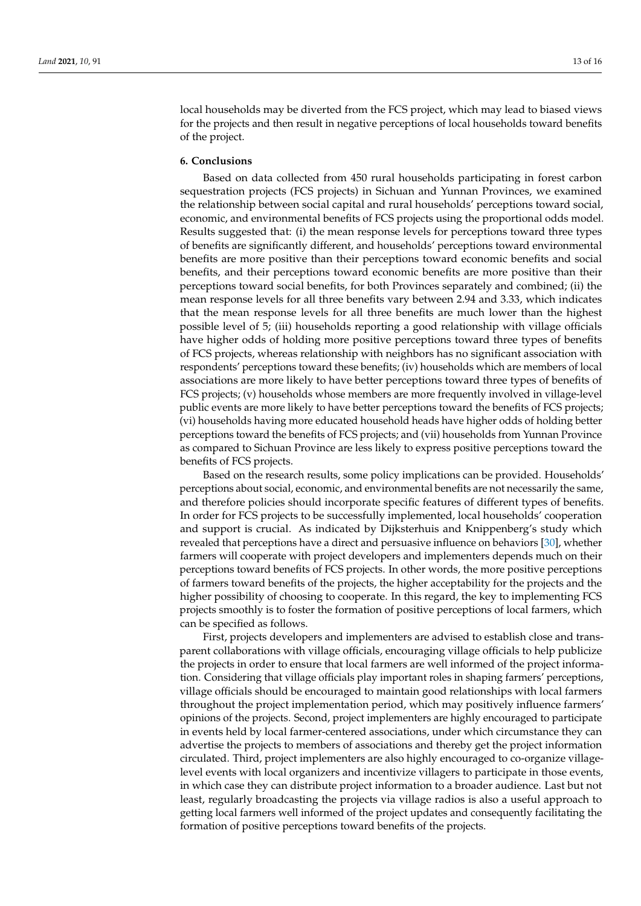local households may be diverted from the FCS project, which may lead to biased views for the projects and then result in negative perceptions of local households toward benefits of the project.

## 6. Conclusions

Based on data collected from 450 rural households participating in forest carbon sequestration projects (FCS projects) in Sichuan and Yunnan Provinces, we examined the relationship between social capital and rural households' perceptions toward social, economic, and environmental benefits of FCS projects using the proportional odds model. Results suggested that: (i) the mean response levels for perceptions toward three types of benefits are significantly different, and households' perceptions toward environmental benefits are more positive than their perceptions toward economic benefits and social benefits, and their perceptions toward economic benefits are more positive than their perceptions toward social benefits, for both Provinces separately and combined; (ii) the mean response levels for all three benefits vary between 2.94 and 3.33, which indicates that the mean response levels for all three benefits are much lower than the highest possible level of 5; (iii) households reporting a good relationship with village officials have higher odds of holding more positive perceptions toward three types of benefits of FCS projects, whereas relationship with neighbors has no significant association with respondents' perceptions toward these benefits; (iv) households which are members of local associations are more likely to have better perceptions toward three types of benefits of FCS projects; (v) households whose members are more frequently involved in village-level public events are more likely to have better perceptions toward the benefits of FCS projects; (vi) households having more educated household heads have higher odds of holding better perceptions toward the benefits of FCS projects; and (vii) households from Yunnan Province as compared to Sichuan Province are less likely to express positive perceptions toward the benefits of FCS projects.

Based on the research results, some policy implications can be provided. Households' perceptions about social, economic, and environmental benefits are not necessarily the same, and therefore policies should incorporate specific features of different types of benefits. In order for FCS projects to be successfully implemented, local households' cooperation and support is crucial. As indicated by Dijksterhuis and Knippenberg's study which revealed that perceptions have a direct and persuasive influence on behaviors [30], whether farmers will cooperate with project developers and implementers depends much on their perceptions toward benefits of FCS projects. In other words, the more positive perceptions of farmers toward benefits of the projects, the higher acceptability for the projects and the higher possibility of choosing to cooperate. In this regard, the key to implementing FCS projects smoothly is to foster the formation of positive perceptions of local farmers, which can be specified as follows.

First, projects developers and implementers are advised to establish close and transparent collaborations with village officials, encouraging village officials to help publicize the projects in order to ensure that local farmers are well informed of the project information. Considering that village officials play important roles in shaping farmers' perceptions, village officials should be encouraged to maintain good relationships with local farmers throughout the project implementation period, which may positively influence farmers' opinions of the projects. Second, project implementers are highly encouraged to participate in events held by local farmer-centered associations, under which circumstance they can advertise the projects to members of associations and thereby get the project information circulated. Third, project implementers are also highly encouraged to co-organize village-level events with local organizers and incentivize villagers to participate in those events, in which case they can distribute project information to a broader audience. Last but not least, regularly broadcasting the projects via village radios is also a useful approach to getting local farmers well informed of the project updates and consequently facilitating the formation of positive perceptions toward benefits of the projects.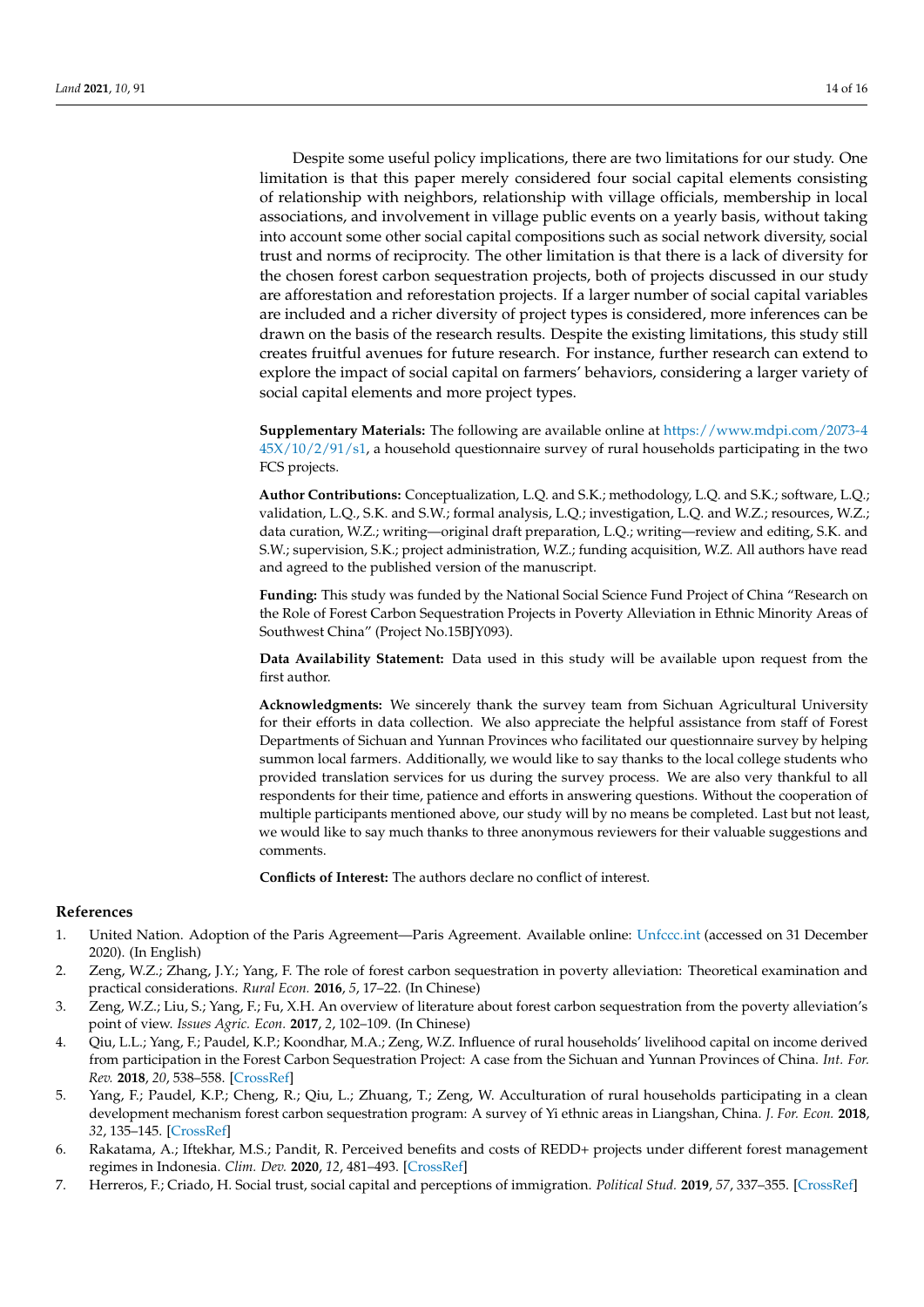Despite some useful policy implications, there are two limitations for our study. One limitation is that this paper merely considered four social capital elements consisting of relationship with neighbors, relationship with village officials, membership in local associations, and involvement in village public events on a yearly basis, without taking into account some other social capital compositions such as social network diversity, social trust and norms of reciprocity. The other limitation is that there is a lack of diversity for the chosen forest carbon sequestration projects, both of projects discussed in our study are afforestation and reforestation projects. If a larger number of social capital variables are included and a richer diversity of project types is considered, more inferences can be drawn on the basis of the research results. Despite the existing limitations, this study still creates fruitful avenues for future research. For instance, further research can extend to explore the impact of social capital on farmers' behaviors, considering a larger variety of social capital elements and more project types.

**Supplementary Materials:** The following are available online at https://www.mdpi.com/2073-445X/10/2/91/s1, a household questionnaire survey of rural households participating in the two FCS projects.

**Author Contributions:** Conceptualization, L.Q. and S.K.; methodology, L.Q. and S.K.; software, L.Q.; validation, L.Q., S.K. and S.W.; formal analysis, L.Q.; investigation, L.Q. and W.Z.; resources, W.Z.; data curation, W.Z.; writing—original draft preparation, L.Q.; writing—review and editing, S.K. and S.W.; supervision, S.K.; project administration, W.Z.; funding acquisition, W.Z. All authors have read and agreed to the published version of the manuscript.

**Funding:** This study was funded by the National Social Science Fund Project of China "Research on the Role of Forest Carbon Sequestration Projects in Poverty Alleviation in Ethnic Minority Areas of Southwest China" (Project No.15BJY093).

**Data Availability Statement:** Data used in this study will be available upon request from the first author.

**Acknowledgments:** We sincerely thank the survey team from Sichuan Agricultural University for their efforts in data collection. We also appreciate the helpful assistance from staff of Forest Departments of Sichuan and Yunnan Provinces who facilitated our questionnaire survey by helping summon local farmers. Additionally, we would like to say thanks to the local college students who provided translation services for us during the survey process. We are also very thankful to all respondents for their time, patience and efforts in answering questions. Without the cooperation of multiple participants mentioned above, our study will by no means be completed. Last but not least, we would like to say much thanks to three anonymous reviewers for their valuable suggestions and comments.

**Conflicts of Interest:** The authors declare no conflict of interest.

## References

1. United Nation. Adoption of the Paris Agreement—Paris Agreement. Available online: Unfccc.int (accessed on 31 December 2020). (In English)
2. Zeng, W.Z.; Zhang, J.Y.; Yang, F. The role of forest carbon sequestration in poverty alleviation: Theoretical examination and practical considerations. *Rural Econ.* **2016**, *5*, 17–22. (In Chinese)
3. Zeng, W.Z.; Liu, S.; Yang, F.; Fu, X.H. An overview of literature about forest carbon sequestration from the poverty alleviation's point of view. *Issues Agric. Econ.* **2017**, *2*, 102–109. (In Chinese)
4. Qiu, L.L.; Yang, F.; Paudel, K.P.; Koondhar, M.A.; Zeng, W.Z. Influence of rural households' livelihood capital on income derived from participation in the Forest Carbon Sequestration Project: A case from the Sichuan and Yunnan Provinces of China. *Int. For. Rev.* **2018**, *20*, 538–558. [CrossRef]
5. Yang, F.; Paudel, K.P.; Cheng, R.; Qiu, L.; Zhuang, T.; Zeng, W. Acculturation of rural households participating in a clean development mechanism forest carbon sequestration program: A survey of Yi ethnic areas in Liangshan, China. *J. For. Econ.* **2018**, *32*, 135–145. [CrossRef]
6. Rakatama, A.; Iftekhar, M.S.; Pandit, R. Perceived benefits and costs of REDD+ projects under different forest management regimes in Indonesia. *Clim. Dev.* **2020**, *12*, 481–493. [CrossRef]
7. Herreros, F.; Criado, H. Social trust, social capital and perceptions of immigration. *Political Stud.* **2019**, *57*, 337–355. [CrossRef]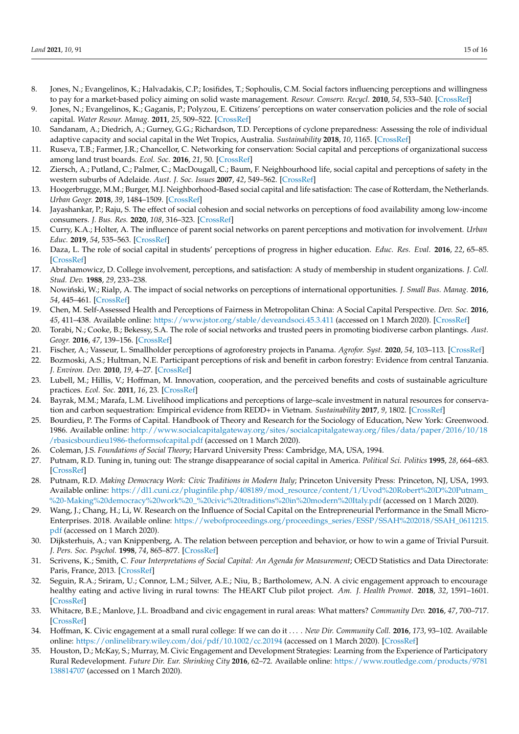8. Jones, N.; Evangelinos, K.; Halvadakis, C.P.; Iosifides, T.; Sophoulis, C.M. Social factors influencing perceptions and willingness to pay for a market-based policy aiming on solid waste management. *Resour. Conserv. Recycl.* **2010**, *54*, 533–540. [CrossRef]
9. Jones, N.; Evangelinos, K.; Gaganis, P.; Polyzou, E. Citizens' perceptions on water conservation policies and the role of social capital. *Water Resour. Manag.* **2011**, *25*, 509–522. [CrossRef]
10. Sandanam, A.; Diedrich, A.; Gurney, G.G.; Richardson, T.D. Perceptions of cyclone preparedness: Assessing the role of individual adaptive capacity and social capital in the Wet Tropics, Australia. *Sustainability* **2018**, *10*, 1165. [CrossRef]
11. Ruseva, T.B.; Farmer, J.R.; Chancellor, C. Networking for conservation: Social capital and perceptions of organizational success among land trust boards. *Ecol. Soc.* **2016**, *21*, 50. [CrossRef]
12. Ziersch, A.; Putland, C.; Palmer, C.; MacDougall, C.; Baum, F. Neighbourhood life, social capital and perceptions of safety in the western suburbs of Adelaide. *Aust. J. Soc. Issues* **2007**, *42*, 549–562. [CrossRef]
13. Hoogerbrugge, M.M.; Burger, M.J. Neighborhood-Based social capital and life satisfaction: The case of Rotterdam, the Netherlands. *Urban Geogr.* **2018**, *39*, 1484–1509. [CrossRef]
14. Jayashankar, P.; Raju, S. The effect of social cohesion and social networks on perceptions of food availability among low-income consumers. *J. Bus. Res.* **2020**, *108*, 316–323. [CrossRef]
15. Curry, K.A.; Holter, A. The influence of parent social networks on parent perceptions and motivation for involvement. *Urban Educ.* **2019**, *54*, 535–563. [CrossRef]
16. Daza, L. The role of social capital in students' perceptions of progress in higher education. *Educ. Res. Eval.* **2016**, *22*, 65–85. [CrossRef]
17. Abrahamowicz, D. College involvement, perceptions, and satisfaction: A study of membership in student organizations. *J. Coll. Stud. Dev.* **1988**, *29*, 233–238.
18. Nowiński, W.; Rialp, A. The impact of social networks on perceptions of international opportunities. *J. Small Bus. Manag.* **2016**, *54*, 445–461. [CrossRef]
19. Chen, M. Self-Assessed Health and Perceptions of Fairness in Metropolitan China: A Social Capital Perspective. *Dev. Soc.* **2016**, *45*, 411–438. Available online: https://www.jstor.org/stable/deveandsoci.45.3.411 (accessed on 1 March 2020). [CrossRef]
20. Torabi, N.; Cooke, B.; Bekessy, S.A. The role of social networks and trusted peers in promoting biodiverse carbon plantings. *Aust. Geogr.* **2016**, *47*, 139–156. [CrossRef]
21. Fischer, A.; Vasseur, L. Smallholder perceptions of agroforestry projects in Panama. *Agrofor. Syst.* **2020**, *54*, 103–113. [CrossRef]
22. Bozmoski, A.S.; Hultman, N.E. Participant perceptions of risk and benefit in carbon forestry: Evidence from central Tanzania. *J. Environ. Dev.* **2010**, *19*, 4–27. [CrossRef]
23. Lubell, M.; Hillis, V.; Hoffman, M. Innovation, cooperation, and the perceived benefits and costs of sustainable agriculture practices. *Ecol. Soc.* **2011**, *16*, 23. [CrossRef]
24. Bayrak, M.M.; Marafa, L.M. Livelihood implications and perceptions of large–scale investment in natural resources for conservation and carbon sequestration: Empirical evidence from REDD+ in Vietnam. *Sustainability* **2017**, *9*, 1802. [CrossRef]
25. Bourdieu, P. The Forms of Capital. Handbook of Theory and Research for the Sociology of Education, New York: Greenwood. 1986. Available online: http://www.socialcapitalgateway.org/sites/socialcapitalgateway.org/files/data/paper/2016/10/18/rbasicsbourdieu1986-theformsofcapital.pdf (accessed on 1 March 2020).
26. Coleman, J.S. *Foundations of Social Theory*; Harvard University Press: Cambridge, MA, USA, 1994.
27. Putnam, R.D. Tuning in, tuning out: The strange disappearance of social capital in America. *Political Sci. Politics* **1995**, *28*, 664–683. [CrossRef]
28. Putnam, R.D. *Making Democracy Work: Civic Traditions in Modern Italy*; Princeton University Press: Princeton, NJ, USA, 1993. Available online: https://dl1.cuni.cz/pluginfile.php/408189/mod_resource/content/1/Uvod%20Robert%20D%20Putnam_%20-Making%20democracy%20work%20_%20civic%20traditions%20in%20modern%20Italy.pdf (accessed on 1 March 2020).
29. Wang, J.; Chang, H.; Li, W. Research on the Influence of Social Capital on the Entrepreneurial Performance in the Small Micro-Enterprises. 2018. Available online: https://webofproceedings.org/proceedings_series/ESSP/SSAH%202018/SSAH_0611215.pdf (accessed on 1 March 2020).
30. Dijksterhuis, A.; van Knippenberg, A. The relation between perception and behavior, or how to win a game of Trivial Pursuit. *J. Pers. Soc. Psychol.* **1998**, *74*, 865–877. [CrossRef]
31. Scrivens, K.; Smith, C. *Four Interpretations of Social Capital: An Agenda for Measurement*; OECD Statistics and Data Directorate: Paris, France, 2013. [CrossRef]
32. Seguin, R.A.; Sriram, U.; Connor, L.M.; Silver, A.E.; Niu, B.; Bartholomew, A.N. A civic engagement approach to encourage healthy eating and active living in rural towns: The HEART Club pilot project. *Am. J. Health Promot.* **2018**, *32*, 1591–1601. [CrossRef]
33. Whitacre, B.E.; Manlove, J.L. Broadband and civic engagement in rural areas: What matters? *Community Dev.* **2016**, *47*, 700–717. [CrossRef]
34. Hoffman, K. Civic engagement at a small rural college: If we can do it . . . . *New Dir. Community Coll.* **2016**, *173*, 93–102. Available online: https://onlinelibrary.wiley.com/doi/pdf/10.1002/cc.20194 (accessed on 1 March 2020). [CrossRef]
35. Houston, D.; McKay, S.; Murray, M. Civic Engagement and Development Strategies: Learning from the Experience of Participatory Rural Redevelopment. *Future Dir. Eur. Shrinking City* **2016**, 62–72. Available online: https://www.routledge.com/products/9781138814707 (accessed on 1 March 2020).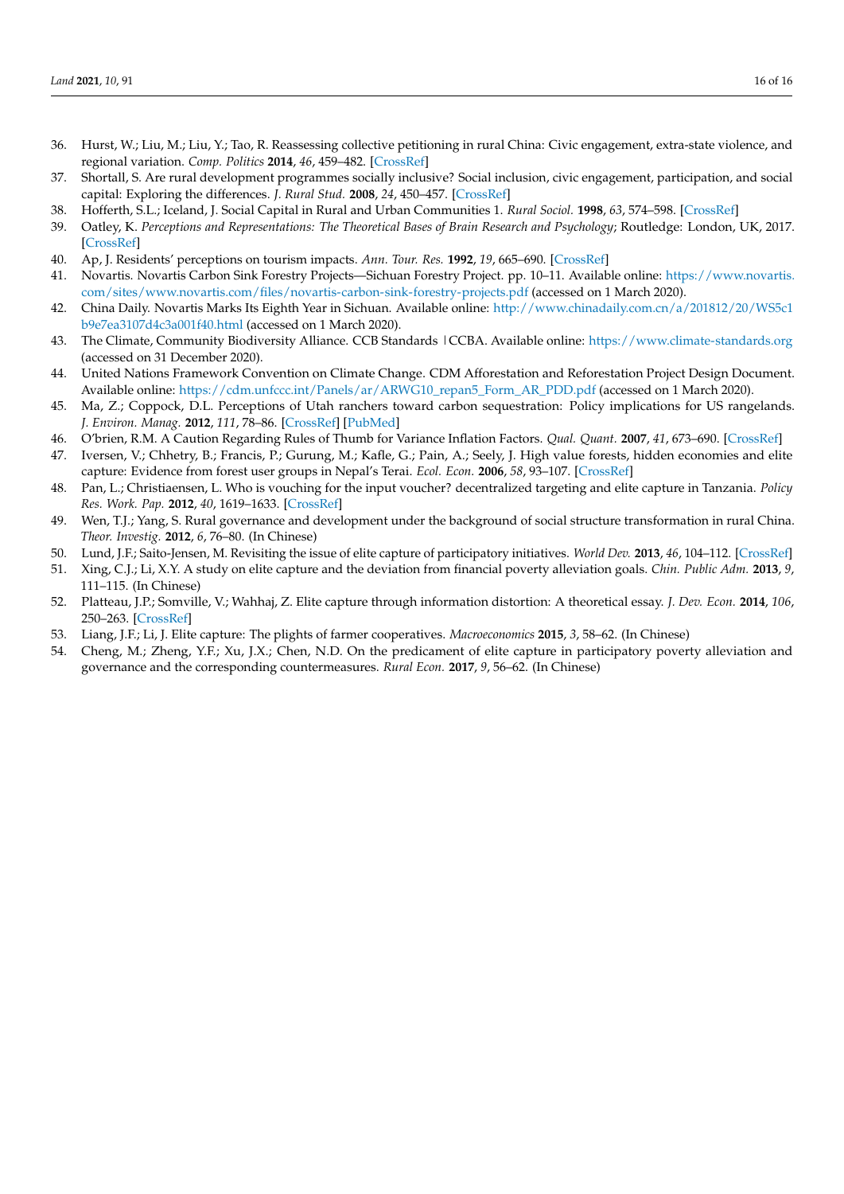36. Hurst, W.; Liu, M.; Liu, Y.; Tao, R. Reassessing collective petitioning in rural China: Civic engagement, extra-state violence, and regional variation. *Comp. Politics* **2014**, *46*, 459–482. [CrossRef]
37. Shortall, S. Are rural development programmes socially inclusive? Social inclusion, civic engagement, participation, and social capital: Exploring the differences. *J. Rural Stud.* **2008**, *24*, 450–457. [CrossRef]
38. Hofferth, S.L.; Iceland, J. Social Capital in Rural and Urban Communities 1. *Rural Sociol.* **1998**, *63*, 574–598. [CrossRef]
39. Oatley, K. *Perceptions and Representations: The Theoretical Bases of Brain Research and Psychology*; Routledge: London, UK, 2017. [CrossRef]
40. Ap, J. Residents' perceptions on tourism impacts. *Ann. Tour. Res.* **1992**, *19*, 665–690. [CrossRef]
41. Novartis. Novartis Carbon Sink Forestry Projects—Sichuan Forestry Project. pp. 10–11. Available online: https://www.novartis.com/sites/www.novartis.com/files/novartis-carbon-sink-forestry-projects.pdf (accessed on 1 March 2020).
42. China Daily. Novartis Marks Its Eighth Year in Sichuan. Available online: http://www.chinadaily.com.cn/a/201812/20/WS5c1b9e7ea3107d4c3a001f40.html (accessed on 1 March 2020).
43. The Climate, Community Biodiversity Alliance. CCB Standards |CCBA. Available online: https://www.climate-standards.org (accessed on 31 December 2020).
44. United Nations Framework Convention on Climate Change. CDM Afforestation and Reforestation Project Design Document. Available online: https://cdm.unfccc.int/Panels/ar/ARWG10_repan5_Form_AR_PDD.pdf (accessed on 1 March 2020).
45. Ma, Z.; Coppock, D.L. Perceptions of Utah ranchers toward carbon sequestration: Policy implications for US rangelands. *J. Environ. Manag.* **2012**, *111*, 78–86. [CrossRef] [PubMed]
46. O'brien, R.M. A Caution Regarding Rules of Thumb for Variance Inflation Factors. *Qual. Quant.* **2007**, *41*, 673–690. [CrossRef]
47. Iversen, V.; Chhetry, B.; Francis, P.; Gurung, M.; Kafle, G.; Pain, A.; Seely, J. High value forests, hidden economies and elite capture: Evidence from forest user groups in Nepal's Terai. *Ecol. Econ.* **2006**, *58*, 93–107. [CrossRef]
48. Pan, L.; Christiaensen, L. Who is vouching for the input voucher? decentralized targeting and elite capture in Tanzania. *Policy Res. Work. Pap.* **2012**, *40*, 1619–1633. [CrossRef]
49. Wen, T.J.; Yang, S. Rural governance and development under the background of social structure transformation in rural China. *Theor. Investig.* **2012**, *6*, 76–80. (In Chinese)
50. Lund, J.F.; Saito-Jensen, M. Revisiting the issue of elite capture of participatory initiatives. *World Dev.* **2013**, *46*, 104–112. [CrossRef]
51. Xing, C.J.; Li, X.Y. A study on elite capture and the deviation from financial poverty alleviation goals. *Chin. Public Adm.* **2013**, *9*, 111–115. (In Chinese)
52. Platteau, J.P.; Somville, V.; Wahhaj, Z. Elite capture through information distortion: A theoretical essay. *J. Dev. Econ.* **2014**, *106*, 250–263. [CrossRef]
53. Liang, J.F.; Li, J. Elite capture: The plights of farmer cooperatives. *Macroeconomics* **2015**, *3*, 58–62. (In Chinese)
54. Cheng, M.; Zheng, Y.F.; Xu, J.X.; Chen, N.D. On the predicament of elite capture in participatory poverty alleviation and governance and the corresponding countermeasures. *Rural Econ.* **2017**, *9*, 56–62. (In Chinese)